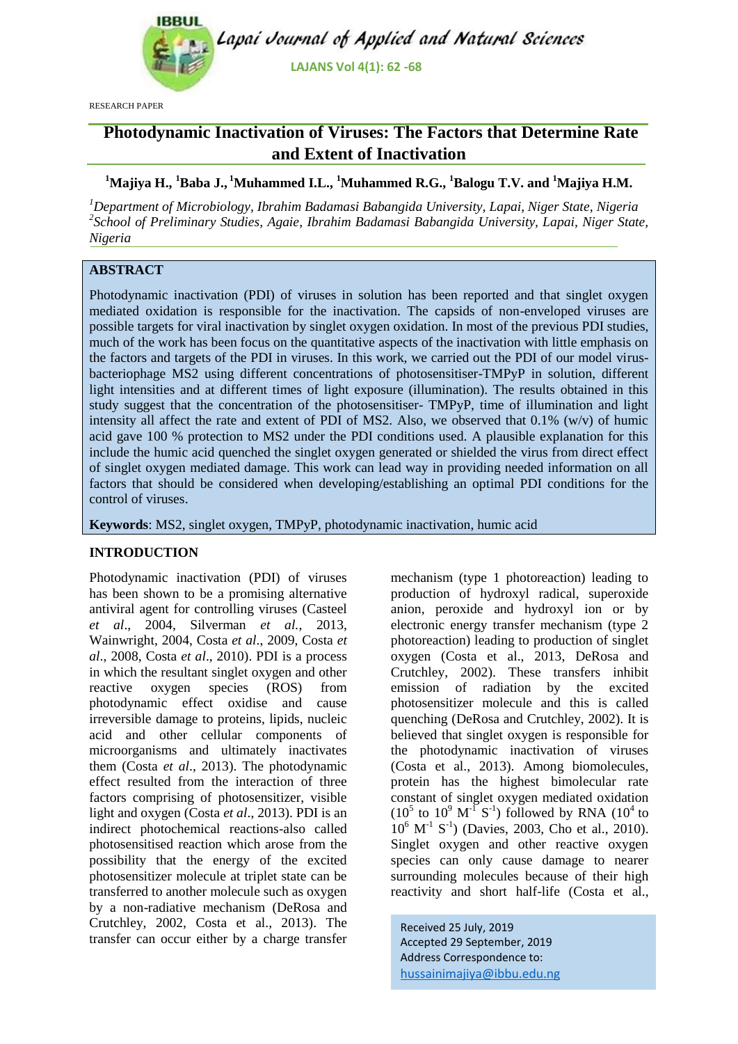RESEARCH PAPER

# Photodynamic Inactivation of Viruses: The Factors that Determine Rate and Extent of Inactivation

**[1]Majiya H., [1]Baba J., [1]Muhammed I.L., [1]Muhammed R.G., [1]Balogu T.V. and [1]Majiya H.M.**

*[1]Department of Microbiology, Ibrahim Badamasi Babangida University, Lapai, Niger State, Nigeria*
*[2]School of Preliminary Studies, Agaie, Ibrahim Badamasi Babangida University, Lapai, Niger State, Nigeria*

## ABSTRACT

Photodynamic inactivation (PDI) of viruses in solution has been reported and that singlet oxygen mediated oxidation is responsible for the inactivation. The capsids of non-enveloped viruses are possible targets for viral inactivation by singlet oxygen oxidation. In most of the previous PDI studies, much of the work has been focus on the quantitative aspects of the inactivation with little emphasis on the factors and targets of the PDI in viruses. In this work, we carried out the PDI of our model virus-bacteriophage MS2 using different concentrations of photosensitiser-TMPyP in solution, different light intensities and at different times of light exposure (illumination). The results obtained in this study suggest that the concentration of the photosensitiser- TMPyP, time of illumination and light intensity all affect the rate and extent of PDI of MS2. Also, we observed that 0.1% (w/v) of humic acid gave 100 % protection to MS2 under the PDI conditions used. A plausible explanation for this include the humic acid quenched the singlet oxygen generated or shielded the virus from direct effect of singlet oxygen mediated damage. This work can lead way in providing needed information on all factors that should be considered when developing/establishing an optimal PDI conditions for the control of viruses.

**Keywords**: MS2, singlet oxygen, TMPyP, photodynamic inactivation, humic acid

## INTRODUCTION

Photodynamic inactivation (PDI) of viruses has been shown to be a promising alternative antiviral agent for controlling viruses (Casteel *et al*., 2004, Silverman *et al.*, 2013, Wainwright, 2004, Costa *et al*., 2009, Costa *et al*., 2008, Costa *et al*., 2010). PDI is a process in which the resultant singlet oxygen and other reactive oxygen species (ROS) from photodynamic effect oxidise and cause irreversible damage to proteins, lipids, nucleic acid and other cellular components of microorganisms and ultimately inactivates them (Costa *et al*., 2013). The photodynamic effect resulted from the interaction of three factors comprising of photosensitizer, visible light and oxygen (Costa *et al*., 2013). PDI is an indirect photochemical reactions-also called photosensitised reaction which arose from the possibility that the energy of the excited photosensitizer molecule at triplet state can be transferred to another molecule such as oxygen by a non-radiative mechanism (DeRosa and Crutchley, 2002, Costa et al., 2013). The transfer can occur either by a charge transfer mechanism (type 1 photoreaction) leading to production of hydroxyl radical, superoxide anion, peroxide and hydroxyl ion or by electronic energy transfer mechanism (type 2 photoreaction) leading to production of singlet oxygen (Costa et al., 2013, DeRosa and Crutchley, 2002). These transfers inhibit emission of radiation by the excited photosensitizer molecule and this is called quenching (DeRosa and Crutchley, 2002). It is believed that singlet oxygen is responsible for the photodynamic inactivation of viruses (Costa et al., 2013). Among biomolecules, protein has the highest bimolecular rate constant of singlet oxygen mediated oxidation ($10^5$ to $10^9$ $M^{-1}$ $S^{-1}$) followed by RNA ($10^4$ to $10^6$ $M^{-1}$ $S^{-1}$) (Davies, 2003, Cho et al., 2010). Singlet oxygen and other reactive oxygen species can only cause damage to nearer surrounding molecules because of their high reactivity and short half-life (Costa et al.,

Received 25 July, 2019
Accepted 29 September, 2019
Address Correspondence to:
hussainimajiya@ibbu.edu.ng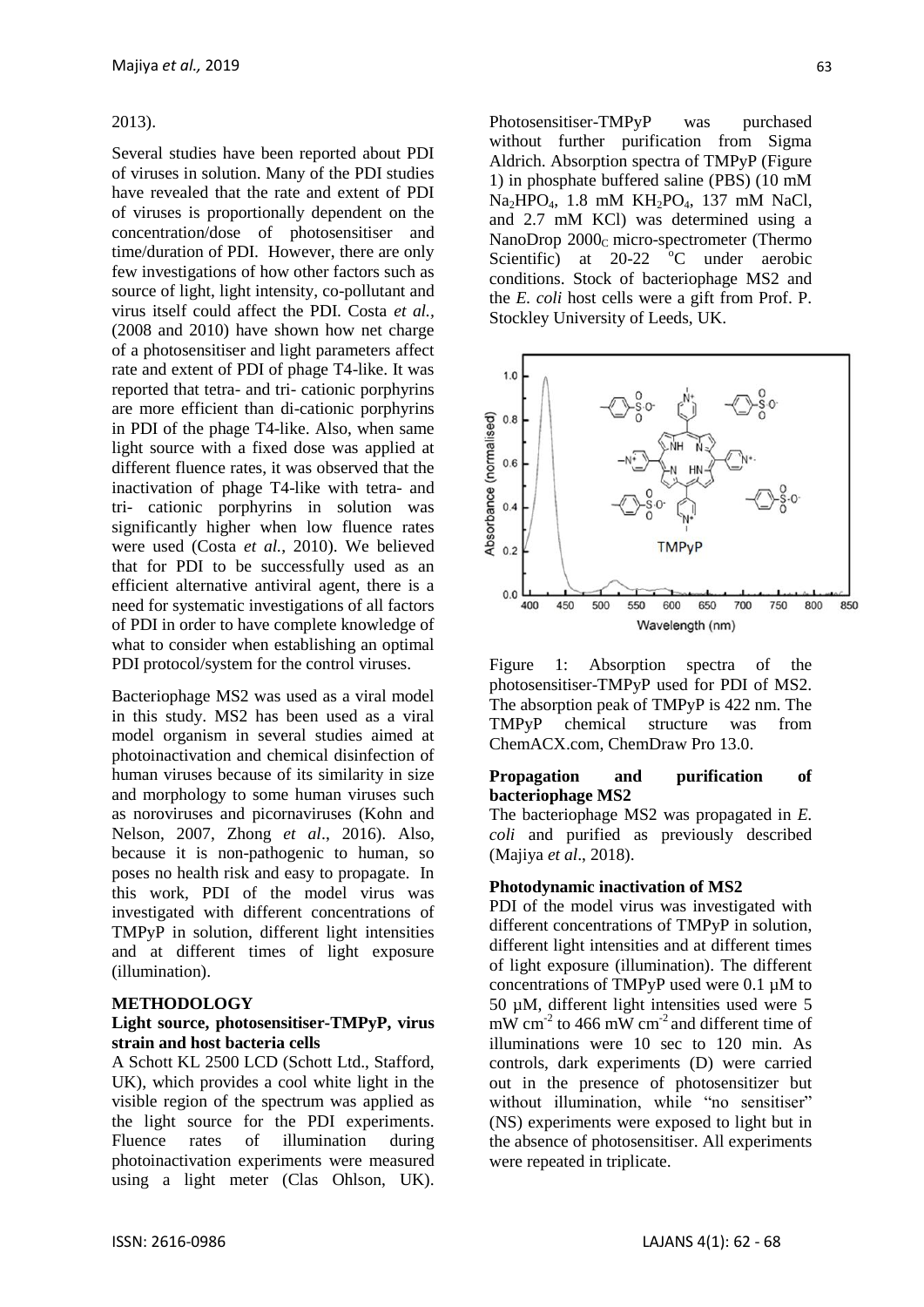2013).

Several studies have been reported about PDI of viruses in solution. Many of the PDI studies have revealed that the rate and extent of PDI of viruses is proportionally dependent on the concentration/dose of photosensitiser and time/duration of PDI. However, there are only few investigations of how other factors such as source of light, light intensity, co-pollutant and virus itself could affect the PDI. Costa *et al.,* (2008 and 2010) have shown how net charge of a photosensitiser and light parameters affect rate and extent of PDI of phage T4-like. It was reported that tetra- and tri- cationic porphyrins are more efficient than di-cationic porphyrins in PDI of the phage T4-like. Also, when same light source with a fixed dose was applied at different fluence rates, it was observed that the inactivation of phage T4-like with tetra- and tri- cationic porphyrins in solution was significantly higher when low fluence rates were used (Costa *et al.*, 2010). We believed that for PDI to be successfully used as an efficient alternative antiviral agent, there is a need for systematic investigations of all factors of PDI in order to have complete knowledge of what to consider when establishing an optimal PDI protocol/system for the control viruses.

Bacteriophage MS2 was used as a viral model in this study. MS2 has been used as a viral model organism in several studies aimed at photoinactivation and chemical disinfection of human viruses because of its similarity in size and morphology to some human viruses such as noroviruses and picornaviruses (Kohn and Nelson, 2007, Zhong *et al*., 2016). Also, because it is non-pathogenic to human, so poses no health risk and easy to propagate. In this work, PDI of the model virus was investigated with different concentrations of TMPyP in solution, different light intensities and at different times of light exposure (illumination).

## METHODOLOGY

### Light source, photosensitiser-TMPyP, virus strain and host bacteria cells

A Schott KL 2500 LCD (Schott Ltd., Stafford, UK), which provides a cool white light in the visible region of the spectrum was applied as the light source for the PDI experiments. Fluence rates of illumination during photoinactivation experiments were measured using a light meter (Clas Ohlson, UK). Photosensitiser-TMPyP was purchased without further purification from Sigma Aldrich. Absorption spectra of TMPyP (Figure 1) in phosphate buffered saline (PBS) (10 mM $Na_2HPO_4$, 1.8 mM $KH_2PO_4$, 137 mM NaCl, and 2.7 mM KCl) was determined using a NanoDrop $2000_C$ micro-spectrometer (Thermo Scientific) at 20-22 $^oC$ under aerobic conditions. Stock of bacteriophage MS2 and the *E. coli* host cells were a gift from Prof. P. Stockley University of Leeds, UK.

Absorbance (normalised)
1.0
0.8
0.6
0.4
0.2
0.0
400 450 500 550 600 650 700 750 800 850
Wavelength (nm)
TMPyP

Figure 1: Absorption spectra of the photosensitiser-TMPyP used for PDI of MS2. The absorption peak of TMPyP is 422 nm. The TMPyP chemical structure was from ChemACX.com, ChemDraw Pro 13.0.

### Propagation and purification of bacteriophage MS2

The bacteriophage MS2 was propagated in *E. coli* and purified as previously described (Majiya *et al*., 2018).

### Photodynamic inactivation of MS2

PDI of the model virus was investigated with different concentrations of TMPyP in solution, different light intensities and at different times of light exposure (illumination). The different concentrations of TMPyP used were 0.1 µM to 50 µM, different light intensities used were 5 mW $cm^{-2}$ to 466 mW $cm^{-2}$ and different time of illuminations were 10 sec to 120 min. As controls, dark experiments (D) were carried out in the presence of photosensitizer but without illumination, while "no sensitiser" (NS) experiments were exposed to light but in the absence of photosensitiser. All experiments were repeated in triplicate.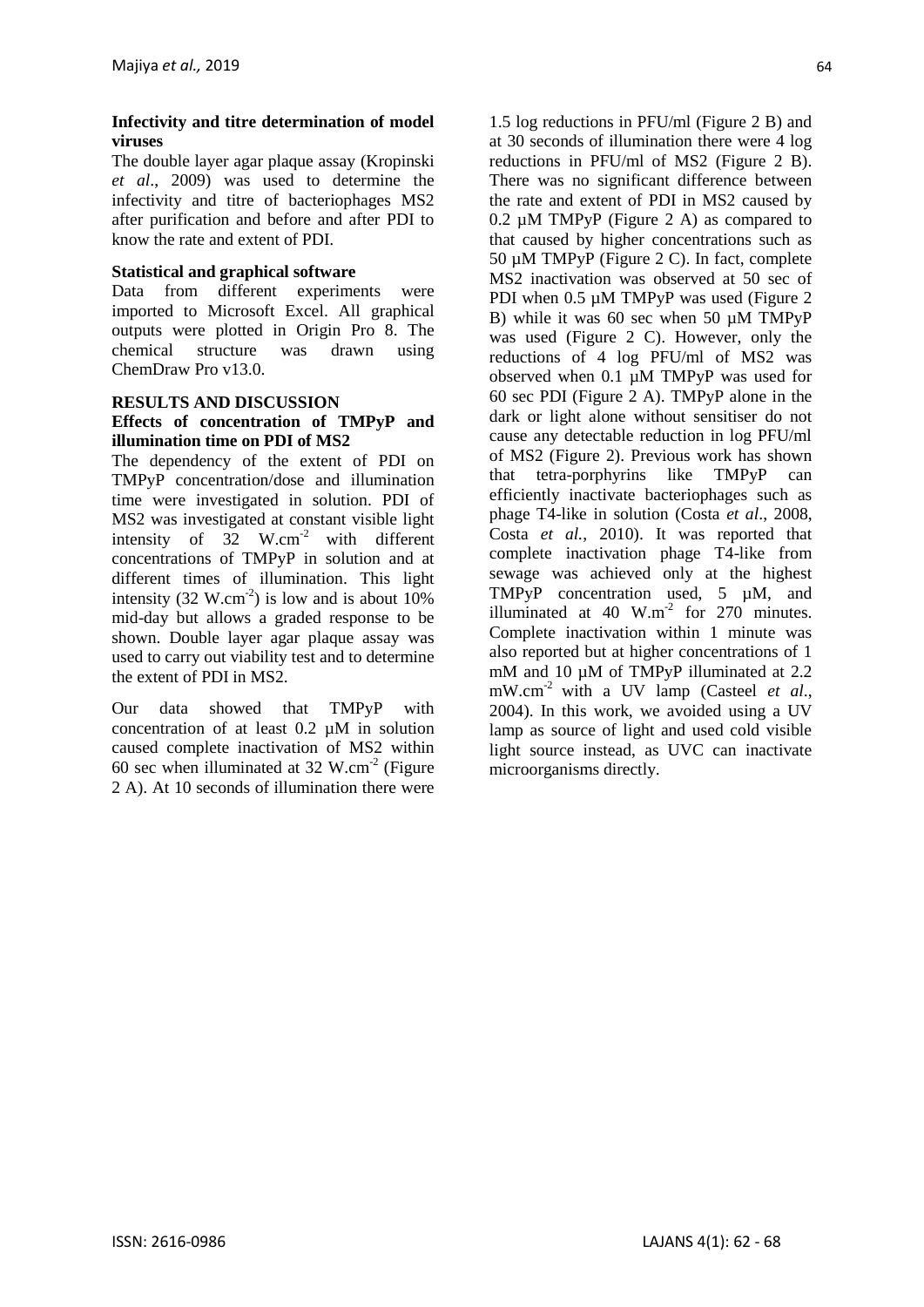**Infectivity and titre determination of model viruses**

The double layer agar plaque assay (Kropinski *et al*., 2009) was used to determine the infectivity and titre of bacteriophages MS2 after purification and before and after PDI to know the rate and extent of PDI.

**Statistical and graphical software**

Data from different experiments were imported to Microsoft Excel. All graphical outputs were plotted in Origin Pro 8. The chemical structure was drawn using ChemDraw Pro v13.0.

## RESULTS AND DISCUSSION

**Effects of concentration of TMPyP and illumination time on PDI of MS2**

The dependency of the extent of PDI on TMPyP concentration/dose and illumination time were investigated in solution. PDI of MS2 was investigated at constant visible light intensity of 32 $W.cm^{-2}$ with different concentrations of TMPyP in solution and at different times of illumination. This light intensity (32 $W.cm^{-2}$) is low and is about 10% mid-day but allows a graded response to be shown. Double layer agar plaque assay was used to carry out viability test and to determine the extent of PDI in MS2.

Our data showed that TMPyP with concentration of at least 0.2 µM in solution caused complete inactivation of MS2 within 60 sec when illuminated at 32 $W.cm^{-2}$ (Figure 2 A). At 10 seconds of illumination there were 1.5 log reductions in PFU/ml (Figure 2 B) and at 30 seconds of illumination there were 4 log reductions in PFU/ml of MS2 (Figure 2 B). There was no significant difference between the rate and extent of PDI in MS2 caused by 0.2 µM TMPyP (Figure 2 A) as compared to that caused by higher concentrations such as 50 µM TMPyP (Figure 2 C). In fact, complete MS2 inactivation was observed at 50 sec of PDI when 0.5 µM TMPyP was used (Figure 2 B) while it was 60 sec when 50 µM TMPyP was used (Figure 2 C). However, only the reductions of 4 log PFU/ml of MS2 was observed when 0.1 µM TMPyP was used for 60 sec PDI (Figure 2 A). TMPyP alone in the dark or light alone without sensitiser do not cause any detectable reduction in log PFU/ml of MS2 (Figure 2). Previous work has shown that tetra-porphyrins like TMPyP can efficiently inactivate bacteriophages such as phage T4-like in solution (Costa *et al*., 2008, Costa *et al.*, 2010). It was reported that complete inactivation phage T4-like from sewage was achieved only at the highest TMPyP concentration used, 5 µM, and illuminated at 40 $W.m^{-2}$ for 270 minutes. Complete inactivation within 1 minute was also reported but at higher concentrations of 1 mM and 10 µM of TMPyP illuminated at 2.2 $mW.cm^{-2}$ with a UV lamp (Casteel *et al*., 2004). In this work, we avoided using a UV lamp as source of light and used cold visible light source instead, as UVC can inactivate microorganisms directly.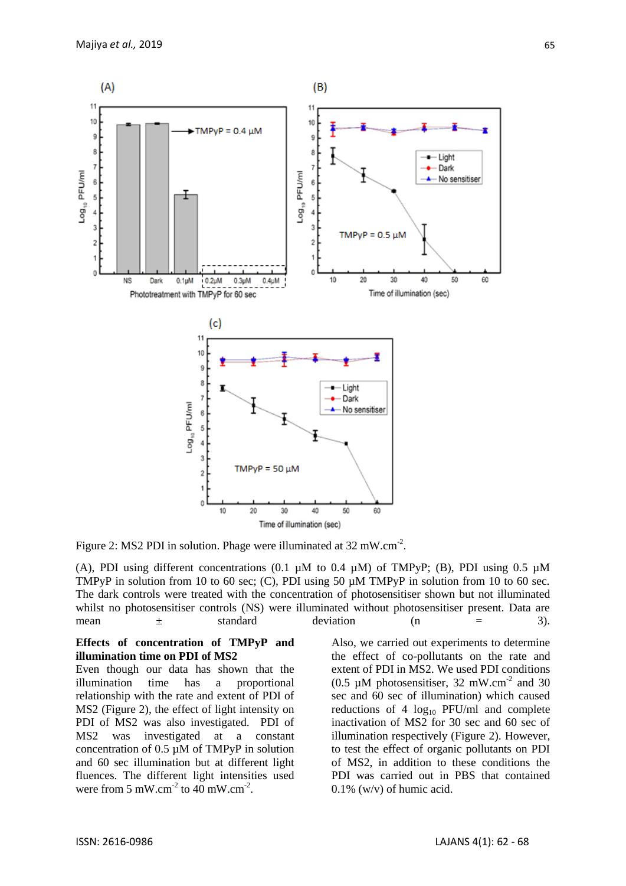(A)

Log10 PFU/ml

TMPyP = 0.4 µM

NS Dark 0.1µM 0.2µM 0.3µM 0.4µM

Phototreatment with TMPyP for 60 sec

(B)

Log10 PFU/ml

Light
Dark
No sensitiser

TMPyP = 0.5 µM

Time of illumination (sec)

(c)

Log10 PFU/ml

Light
Dark
No sensitiser

TMPyP = 50 µM

Time of illumination (sec)

Figure 2: MS2 PDI in solution. Phage were illuminated at 32 $mW.cm^{-2}$.

(A), PDI using different concentrations (0.1 µM to 0.4 µM) of TMPyP; (B), PDI using 0.5 µM TMPyP in solution from 10 to 60 sec; (C), PDI using 50 µM TMPyP in solution from 10 to 60 sec. The dark controls were treated with the concentration of photosensitiser shown but not illuminated whilst no photosensitiser controls (NS) were illuminated without photosensitiser present. Data are mean ± standard deviation (n = 3).

**Effects of concentration of TMPyP and illumination time on PDI of MS2**

Even though our data has shown that the illumination time has a proportional relationship with the rate and extent of PDI of MS2 (Figure 2), the effect of light intensity on PDI of MS2 was also investigated. PDI of MS2 was investigated at a constant concentration of 0.5 µM of TMPyP in solution and 60 sec illumination but at different light fluences. The different light intensities used were from 5 $mW.cm^{-2}$ to 40 $mW.cm^{-2}$.

Also, we carried out experiments to determine the effect of co-pollutants on the rate and extent of PDI in MS2. We used PDI conditions (0.5 µM photosensitiser, 32 $mW.cm^{-2}$ and 30 sec and 60 sec of illumination) which caused reductions of 4 $log_{10}$ PFU/ml and complete inactivation of MS2 for 30 sec and 60 sec of illumination respectively (Figure 2). However, to test the effect of organic pollutants on PDI of MS2, in addition to these conditions the PDI was carried out in PBS that contained 0.1% (w/v) of humic acid.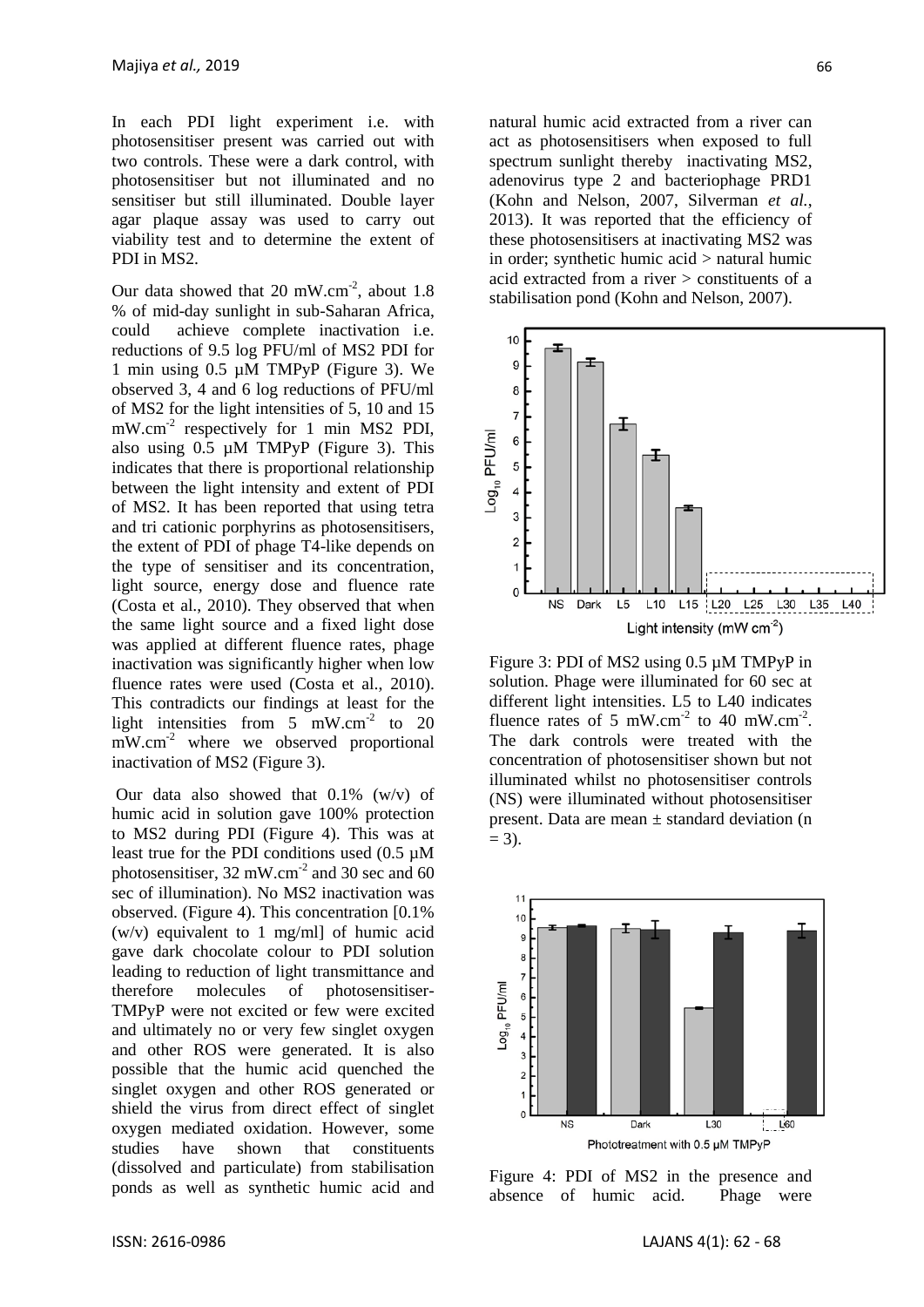In each PDI light experiment i.e. with photosensitiser present was carried out with two controls. These were a dark control, with photosensitiser but not illuminated and no sensitiser but still illuminated. Double layer agar plaque assay was used to carry out viability test and to determine the extent of PDI in MS2.

Our data showed that 20 mW.cm$^{-2}$, about 1.8 % of mid-day sunlight in sub-Saharan Africa, could achieve complete inactivation i.e. reductions of 9.5 log PFU/ml of MS2 PDI for 1 min using 0.5 µM TMPyP (Figure 3). We observed 3, 4 and 6 log reductions of PFU/ml of MS2 for the light intensities of 5, 10 and 15 mW.cm$^{-2}$ respectively for 1 min MS2 PDI, also using 0.5 µM TMPyP (Figure 3). This indicates that there is proportional relationship between the light intensity and extent of PDI of MS2. It has been reported that using tetra and tri cationic porphyrins as photosensitisers, the extent of PDI of phage T4-like depends on the type of sensitiser and its concentration, light source, energy dose and fluence rate (Costa et al., 2010). They observed that when the same light source and a fixed light dose was applied at different fluence rates, phage inactivation was significantly higher when low fluence rates were used (Costa et al., 2010). This contradicts our findings at least for the light intensities from 5 mW.cm$^{-2}$ to 20 mW.cm$^{-2}$ where we observed proportional inactivation of MS2 (Figure 3).

Our data also showed that 0.1% (w/v) of humic acid in solution gave 100% protection to MS2 during PDI (Figure 4). This was at least true for the PDI conditions used (0.5 µM photosensitiser, 32 mW.cm$^{-2}$ and 30 sec and 60 sec of illumination). No MS2 inactivation was observed. (Figure 4). This concentration [0.1% (w/v) equivalent to 1 mg/ml] of humic acid gave dark chocolate colour to PDI solution leading to reduction of light transmittance and therefore molecules of photosensitiser-TMPyP were not excited or few were excited and ultimately no or very few singlet oxygen and other ROS were generated. It is also possible that the humic acid quenched the singlet oxygen and other ROS generated or shield the virus from direct effect of singlet oxygen mediated oxidation. However, some studies have shown that constituents (dissolved and particulate) from stabilisation ponds as well as synthetic humic acid and natural humic acid extracted from a river can act as photosensitisers when exposed to full spectrum sunlight thereby inactivating MS2, adenovirus type 2 and bacteriophage PRD1 (Kohn and Nelson, 2007, Silverman *et al.*, 2013). It was reported that the efficiency of these photosensitisers at inactivating MS2 was in order; synthetic humic acid > natural humic acid extracted from a river > constituents of a stabilisation pond (Kohn and Nelson, 2007).

Log$_{10}$ PFU/ml
10
9
8
7
6
5
4
3
2
1
0
NS Dark L5 L10 L15 L20 L25 L30 L35 L40
Light intensity (mW cm$^{-2}$)

Figure 3: PDI of MS2 using 0.5 µM TMPyP in solution. Phage were illuminated for 60 sec at different light intensities. L5 to L40 indicates fluence rates of 5 mW.cm$^{-2}$ to 40 mW.cm$^{-2}$. The dark controls were treated with the concentration of photosensitiser shown but not illuminated whilst no photosensitiser controls (NS) were illuminated without photosensitiser present. Data are mean ± standard deviation (n = 3).

Log$_{10}$ PFU/ml
11
10
9
8
7
6
5
4
3
2
1
0
NS Dark L30 L60
Phototreatment with 0.5 µM TMPyP

Figure 4: PDI of MS2 in the presence and absence of humic acid. Phage were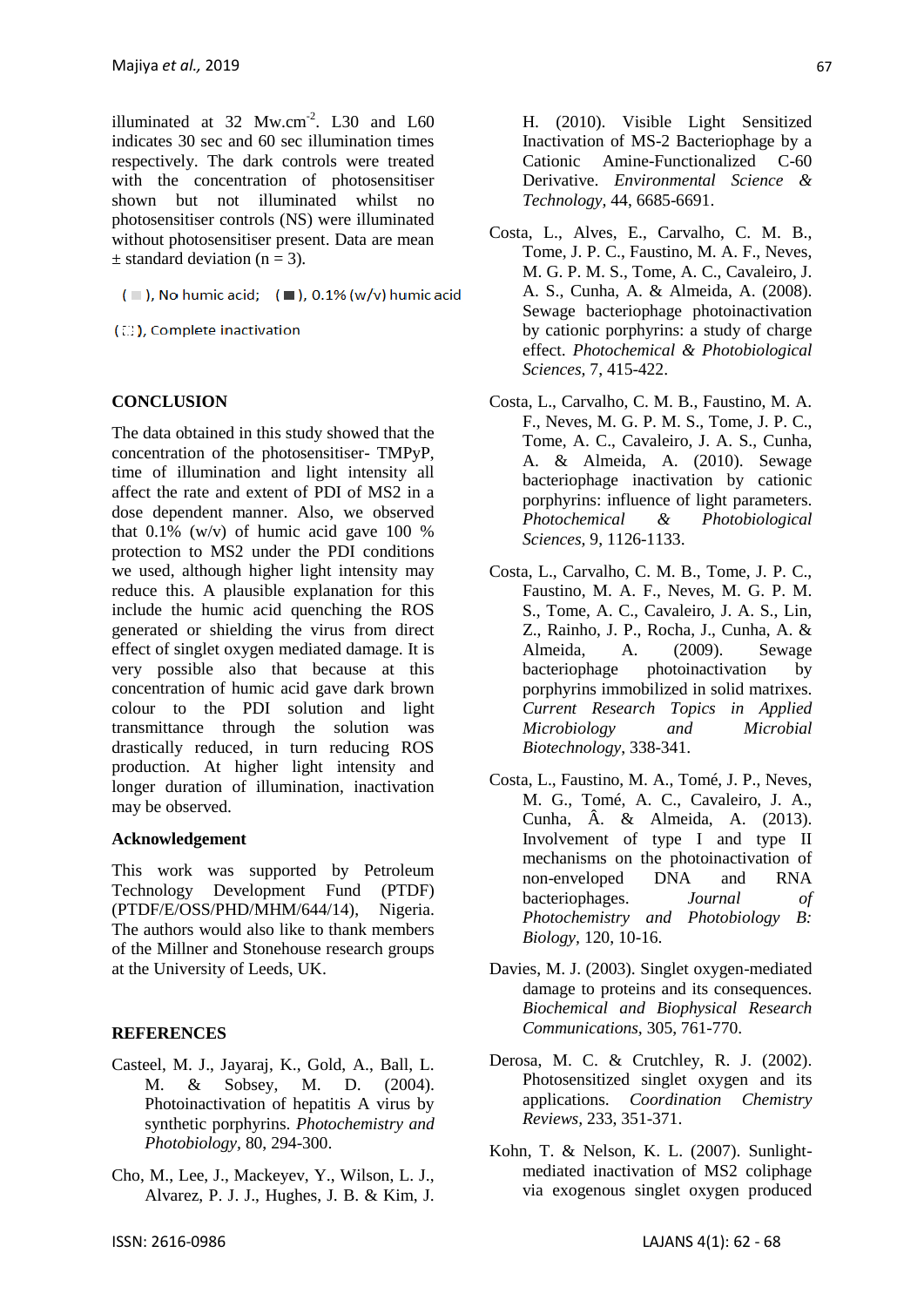illuminated at 32 Mw.cm$^{-2}$. L30 and L60 indicates 30 sec and 60 sec illumination times respectively. The dark controls were treated with the concentration of photosensitiser shown but not illuminated whilst no photosensitiser controls (NS) were illuminated without photosensitiser present. Data are mean ± standard deviation (n = 3).

( ■ ), No humic acid; ( ■ ), 0.1% (w/v) humic acid

( ⬚ ), Complete inactivation

## CONCLUSION

The data obtained in this study showed that the concentration of the photosensitiser- TMPyP, time of illumination and light intensity all affect the rate and extent of PDI of MS2 in a dose dependent manner. Also, we observed that 0.1% (w/v) of humic acid gave 100 % protection to MS2 under the PDI conditions we used, although higher light intensity may reduce this. A plausible explanation for this include the humic acid quenching the ROS generated or shielding the virus from direct effect of singlet oxygen mediated damage. It is very possible also that because at this concentration of humic acid gave dark brown colour to the PDI solution and light transmittance through the solution was drastically reduced, in turn reducing ROS production. At higher light intensity and longer duration of illumination, inactivation may be observed.

### Acknowledgement

This work was supported by Petroleum Technology Development Fund (PTDF) (PTDF/E/OSS/PHD/MHM/644/14), Nigeria. The authors would also like to thank members of the Millner and Stonehouse research groups at the University of Leeds, UK.

## REFERENCES

Casteel, M. J., Jayaraj, K., Gold, A., Ball, L. M. & Sobsey, M. D. (2004). Photoinactivation of hepatitis A virus by synthetic porphyrins. *Photochemistry and Photobiology*, 80, 294-300.

Cho, M., Lee, J., Mackeyev, Y., Wilson, L. J., Alvarez, P. J. J., Hughes, J. B. & Kim, J. H. (2010). Visible Light Sensitized Inactivation of MS-2 Bacteriophage by a Cationic Amine-Functionalized C-60 Derivative. *Environmental Science & Technology*, 44, 6685-6691.

Costa, L., Alves, E., Carvalho, C. M. B., Tome, J. P. C., Faustino, M. A. F., Neves, M. G. P. M. S., Tome, A. C., Cavaleiro, J. A. S., Cunha, A. & Almeida, A. (2008). Sewage bacteriophage photoinactivation by cationic porphyrins: a study of charge effect. *Photochemical & Photobiological Sciences*, 7, 415-422.

Costa, L., Carvalho, C. M. B., Faustino, M. A. F., Neves, M. G. P. M. S., Tome, J. P. C., Tome, A. C., Cavaleiro, J. A. S., Cunha, A. & Almeida, A. (2010). Sewage bacteriophage inactivation by cationic porphyrins: influence of light parameters. *Photochemical & Photobiological Sciences*, 9, 1126-1133.

Costa, L., Carvalho, C. M. B., Tome, J. P. C., Faustino, M. A. F., Neves, M. G. P. M. S., Tome, A. C., Cavaleiro, J. A. S., Lin, Z., Rainho, J. P., Rocha, J., Cunha, A. & Almeida, A. (2009). Sewage bacteriophage photoinactivation by porphyrins immobilized in solid matrixes. *Current Research Topics in Applied Microbiology and Microbial Biotechnology*, 338-341.

Costa, L., Faustino, M. A., Tomé, J. P., Neves, M. G., Tomé, A. C., Cavaleiro, J. A., Cunha, Â. & Almeida, A. (2013). Involvement of type I and type II mechanisms on the photoinactivation of non-enveloped DNA and RNA bacteriophages. *Journal of Photochemistry and Photobiology B: Biology*, 120, 10-16.

Davies, M. J. (2003). Singlet oxygen-mediated damage to proteins and its consequences. *Biochemical and Biophysical Research Communications*, 305, 761-770.

Derosa, M. C. & Crutchley, R. J. (2002). Photosensitized singlet oxygen and its applications. *Coordination Chemistry Reviews*, 233, 351-371.

Kohn, T. & Nelson, K. L. (2007). Sunlight-mediated inactivation of MS2 coliphage via exogenous singlet oxygen produced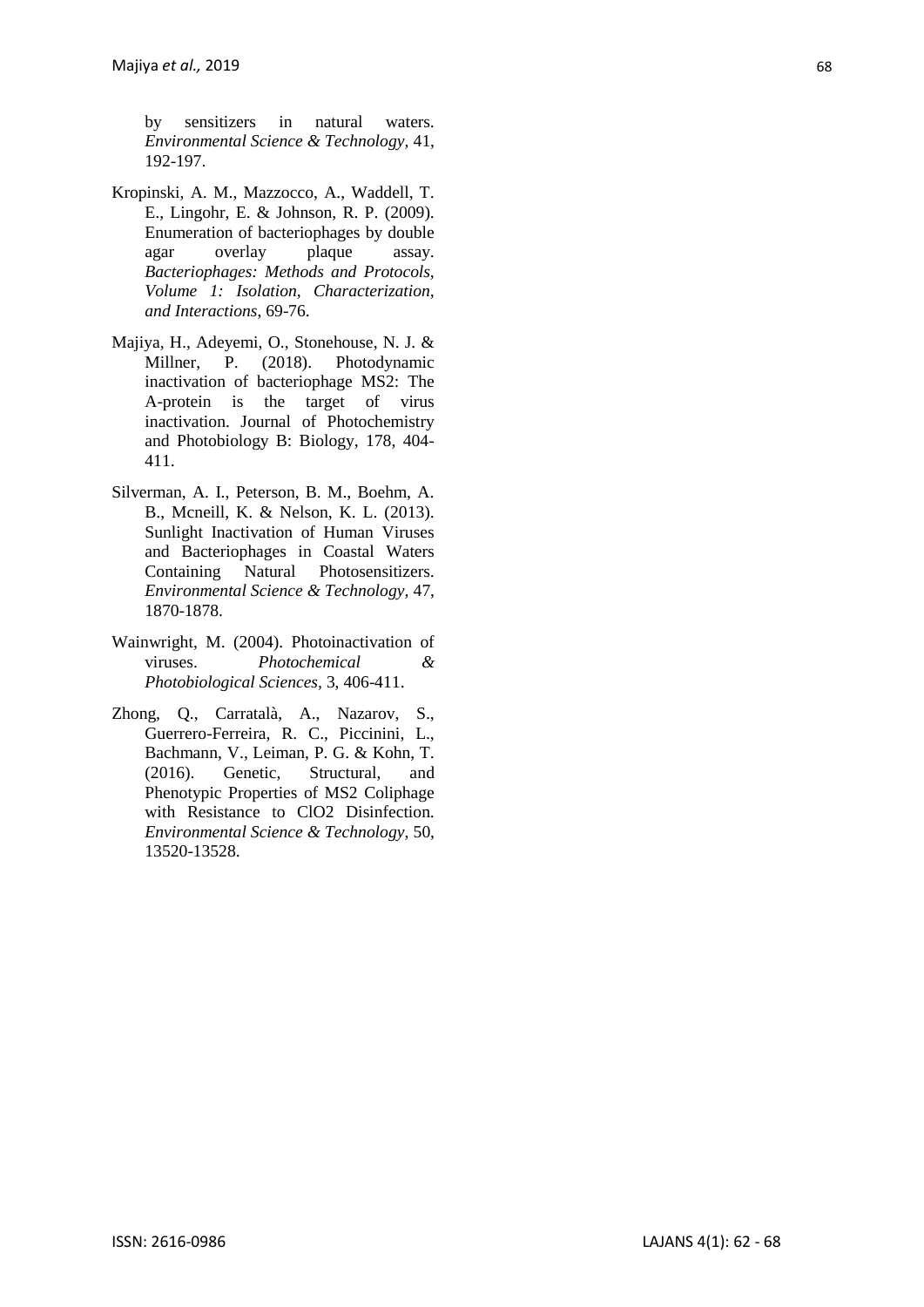by sensitizers in natural waters. *Environmental Science & Technology*, 41, 192-197.

Kropinski, A. M., Mazzocco, A., Waddell, T. E., Lingohr, E. & Johnson, R. P. (2009). Enumeration of bacteriophages by double agar overlay plaque assay. *Bacteriophages: Methods and Protocols, Volume 1: Isolation, Characterization, and Interactions*, 69-76.

Majiya, H., Adeyemi, O., Stonehouse, N. J. & Millner, P. (2018). Photodynamic inactivation of bacteriophage MS2: The A-protein is the target of virus inactivation. Journal of Photochemistry and Photobiology B: Biology, 178, 404-411.

Silverman, A. I., Peterson, B. M., Boehm, A. B., Mcneill, K. & Nelson, K. L. (2013). Sunlight Inactivation of Human Viruses and Bacteriophages in Coastal Waters Containing Natural Photosensitizers. *Environmental Science & Technology*, 47, 1870-1878.

Wainwright, M. (2004). Photoinactivation of viruses. *Photochemical & Photobiological Sciences*, 3, 406-411.

Zhong, Q., Carratalà, A., Nazarov, S., Guerrero-Ferreira, R. C., Piccinini, L., Bachmann, V., Leiman, P. G. & Kohn, T. (2016). Genetic, Structural, and Phenotypic Properties of MS2 Coliphage with Resistance to ClO2 Disinfection. *Environmental Science & Technology*, 50, 13520-13528.